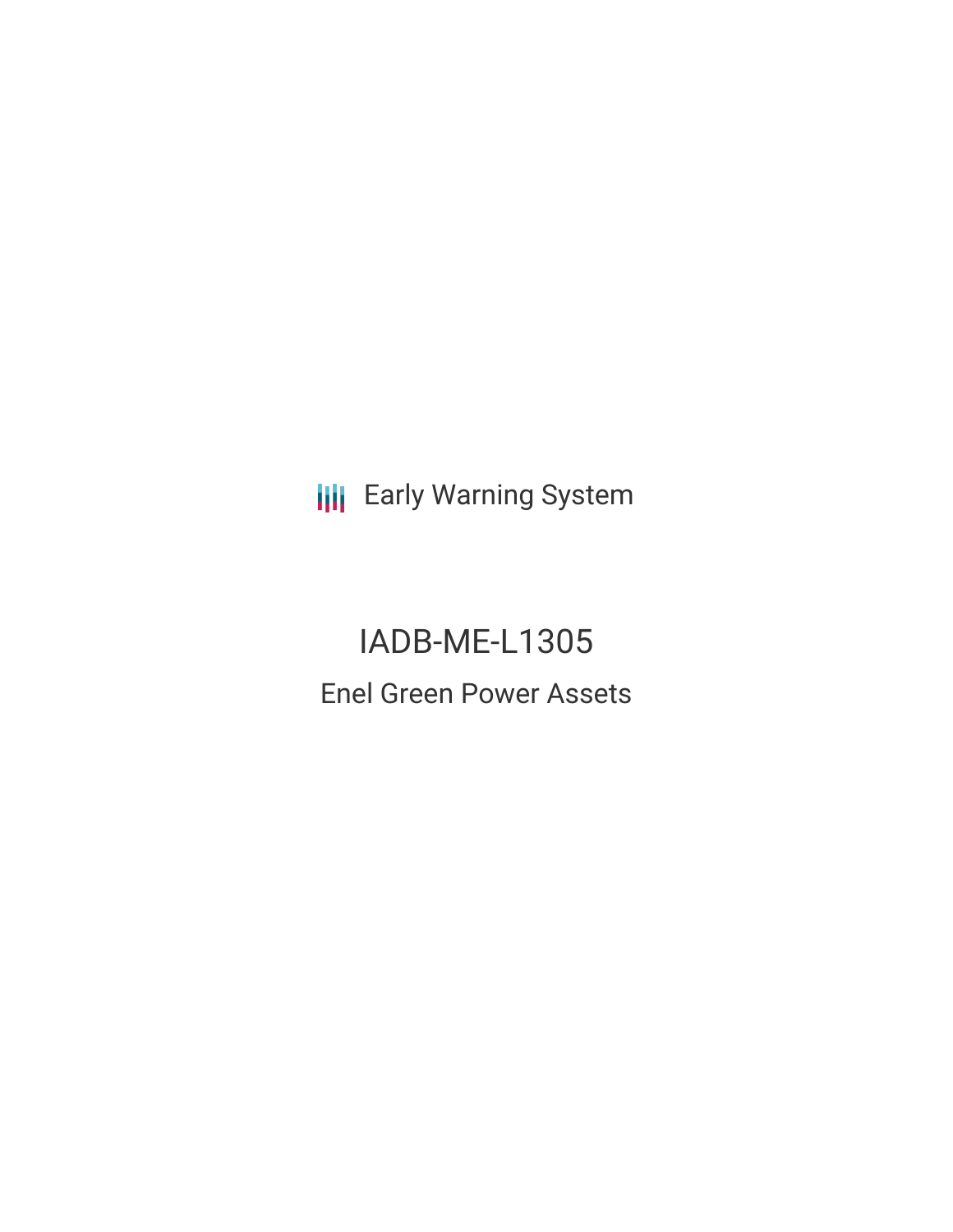Early Warning System

# IADB-ME-L1305

## Enel Green Power Assets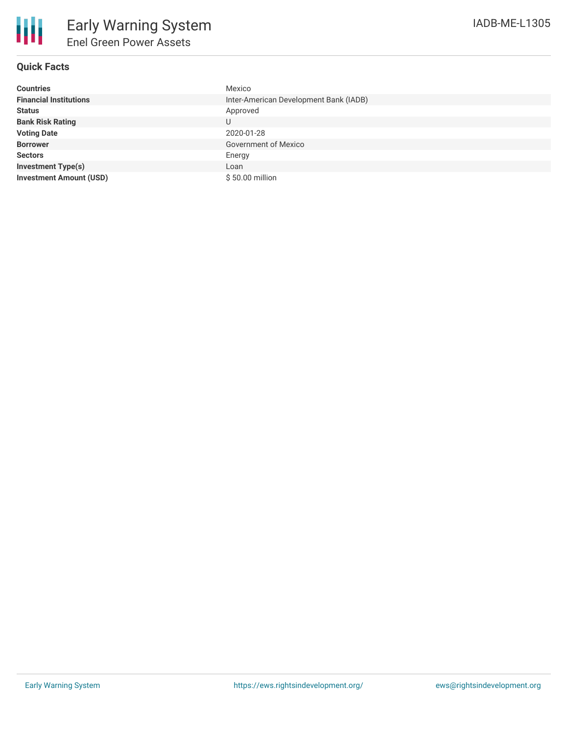# Early Warning System

## Enel Green Power Assets

IADB-ME-L1305

### Quick Facts

| | |
|---|---|
| **Countries** | Mexico |
| **Financial Institutions** | Inter-American Development Bank (IADB) |
| **Status** | Approved |
| **Bank Risk Rating** | U |
| **Voting Date** | 2020-01-28 |
| **Borrower** | Government of Mexico |
| **Sectors** | Energy |
| **Investment Type(s)** | Loan |
| **Investment Amount (USD)** | $ 50.00 million |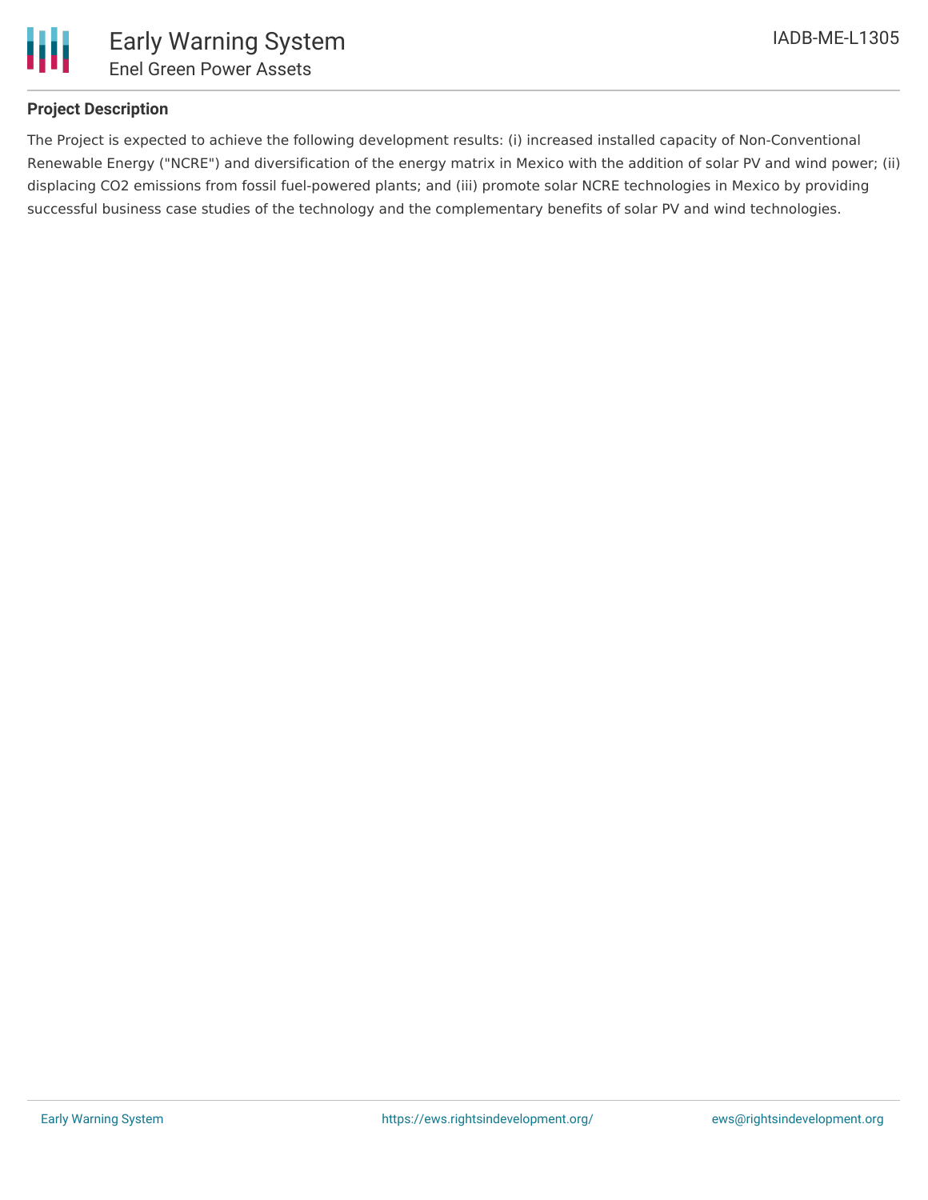**Project Description**

The Project is expected to achieve the following development results: (i) increased installed capacity of Non-Conventional Renewable Energy ("NCRE") and diversification of the energy matrix in Mexico with the addition of solar PV and wind power; (ii) displacing $CO_2$ emissions from fossil fuel-powered plants; and (iii) promote solar NCRE technologies in Mexico by providing successful business case studies of the technology and the complementary benefits of solar PV and wind technologies.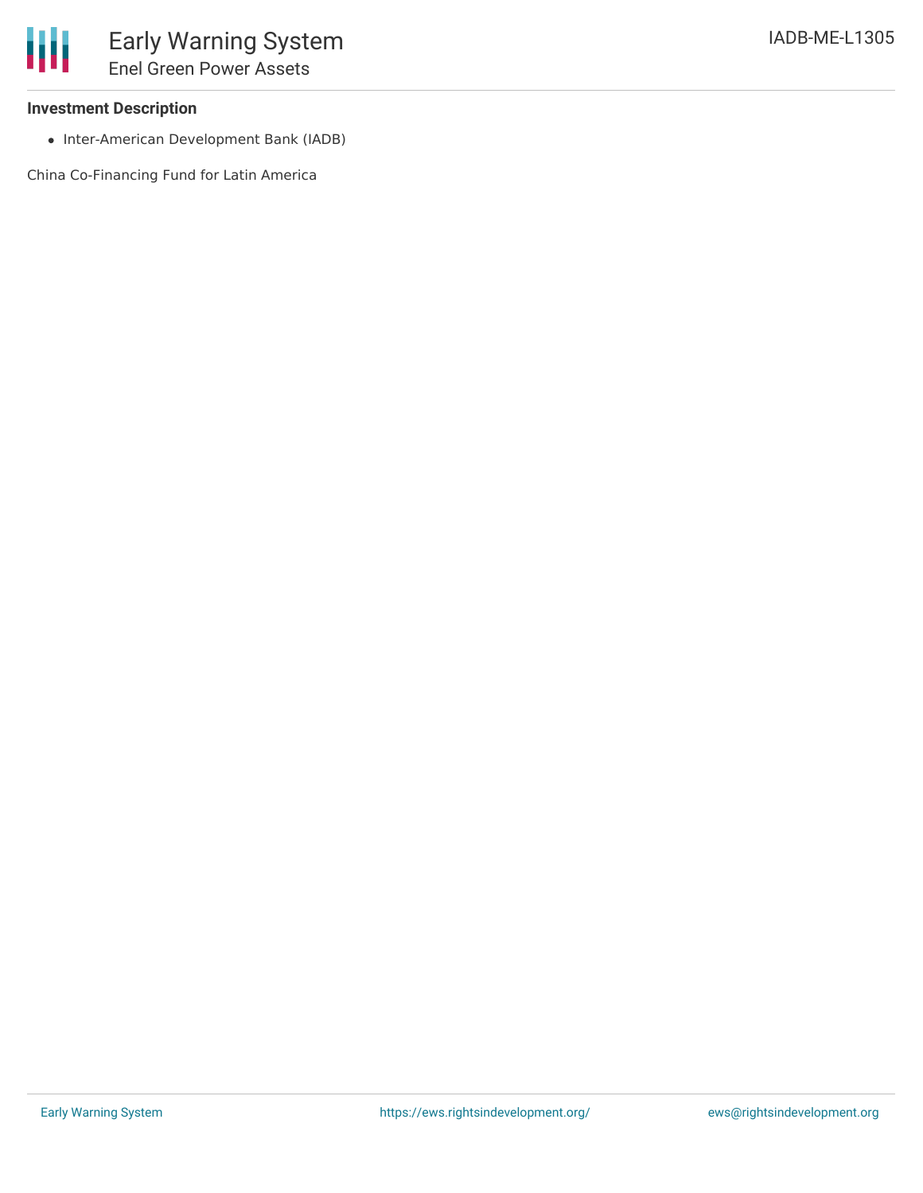### Investment Description

- Inter-American Development Bank (IADB)

China Co-Financing Fund for Latin America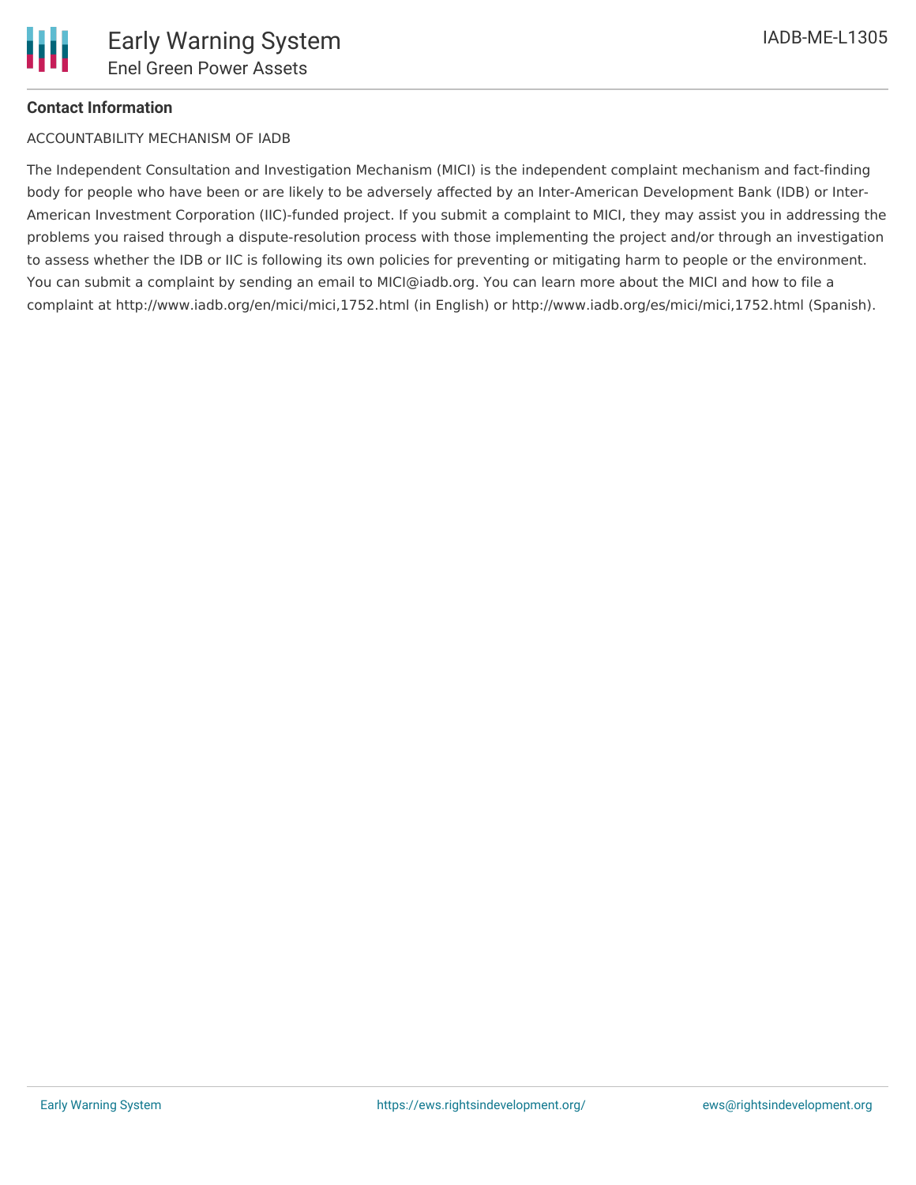**Contact Information**

ACCOUNTABILITY MECHANISM OF IADB

The Independent Consultation and Investigation Mechanism (MICI) is the independent complaint mechanism and fact-finding body for people who have been or are likely to be adversely affected by an Inter-American Development Bank (IDB) or Inter-American Investment Corporation (IIC)-funded project. If you submit a complaint to MICI, they may assist you in addressing the problems you raised through a dispute-resolution process with those implementing the project and/or through an investigation to assess whether the IDB or IIC is following its own policies for preventing or mitigating harm to people or the environment. You can submit a complaint by sending an email to MICI@iadb.org. You can learn more about the MICI and how to file a complaint at http://www.iadb.org/en/mici/mici,1752.html (in English) or http://www.iadb.org/es/mici/mici,1752.html (Spanish).